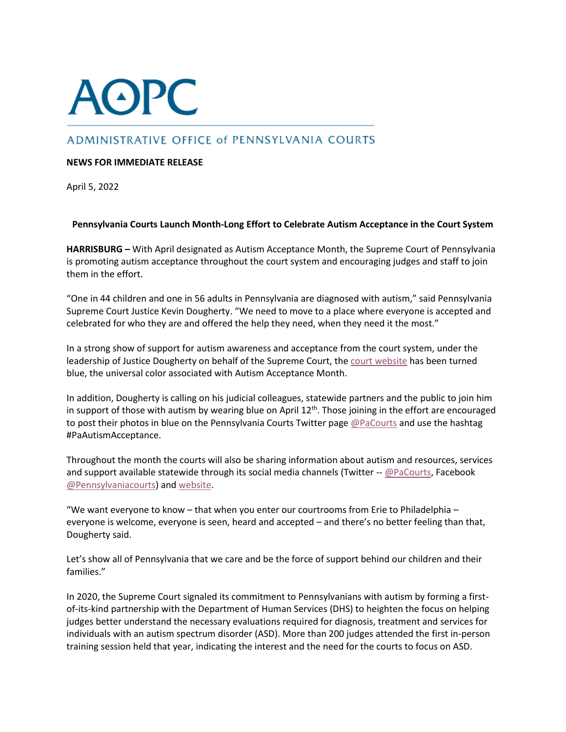# AOPC

## ADMINISTRATIVE OFFICE of PENNSYLVANIA COURTS

**NEWS FOR IMMEDIATE RELEASE**

April 5, 2022

**Pennsylvania Courts Launch Month-Long Effort to Celebrate Autism Acceptance in the Court System**

**HARRISBURG –** With April designated as Autism Acceptance Month, the Supreme Court of Pennsylvania is promoting autism acceptance throughout the court system and encouraging judges and staff to join them in the effort.

"One in 44 children and one in 56 adults in Pennsylvania are diagnosed with autism," said Pennsylvania Supreme Court Justice Kevin Dougherty. "We need to move to a place where everyone is accepted and celebrated for who they are and offered the help they need, when they need it the most."

In a strong show of support for autism awareness and acceptance from the court system, under the leadership of Justice Dougherty on behalf of the Supreme Court, the court website has been turned blue, the universal color associated with Autism Acceptance Month.

In addition, Dougherty is calling on his judicial colleagues, statewide partners and the public to join him in support of those with autism by wearing blue on April 12th. Those joining in the effort are encouraged to post their photos in blue on the Pennsylvania Courts Twitter page @PaCourts and use the hashtag #PaAutismAcceptance.

Throughout the month the courts will also be sharing information about autism and resources, services and support available statewide through its social media channels (Twitter -- @PaCourts, Facebook @Pennsylvaniacourts) and website.

"We want everyone to know – that when you enter our courtrooms from Erie to Philadelphia – everyone is welcome, everyone is seen, heard and accepted – and there's no better feeling than that, Dougherty said.

Let's show all of Pennsylvania that we care and be the force of support behind our children and their families."

In 2020, the Supreme Court signaled its commitment to Pennsylvanians with autism by forming a first-of-its-kind partnership with the Department of Human Services (DHS) to heighten the focus on helping judges better understand the necessary evaluations required for diagnosis, treatment and services for individuals with an autism spectrum disorder (ASD). More than 200 judges attended the first in-person training session held that year, indicating the interest and the need for the courts to focus on ASD.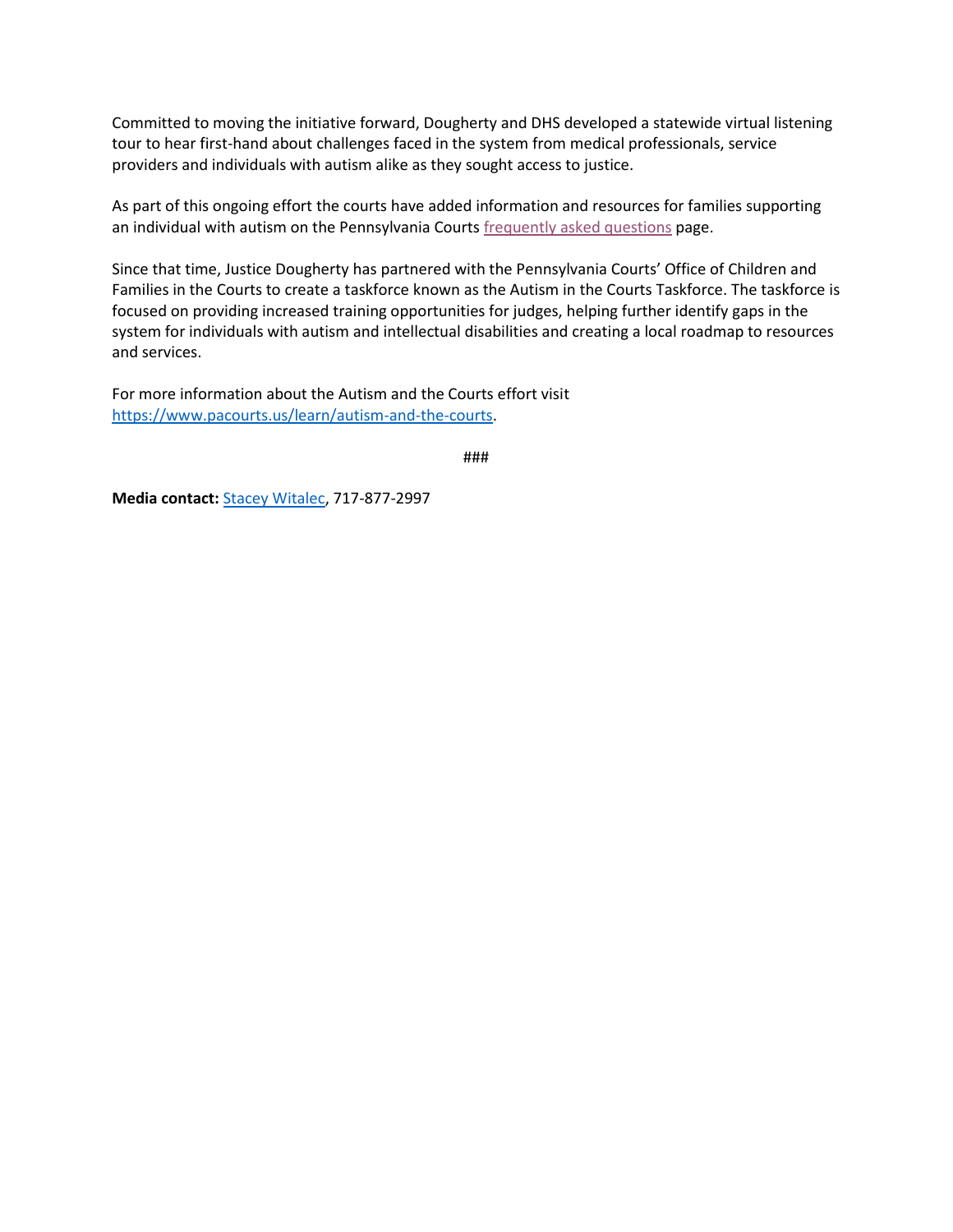Committed to moving the initiative forward, Dougherty and DHS developed a statewide virtual listening tour to hear first-hand about challenges faced in the system from medical professionals, service providers and individuals with autism alike as they sought access to justice.

As part of this ongoing effort the courts have added information and resources for families supporting an individual with autism on the Pennsylvania Courts frequently asked questions page.

Since that time, Justice Dougherty has partnered with the Pennsylvania Courts' Office of Children and Families in the Courts to create a taskforce known as the Autism in the Courts Taskforce. The taskforce is focused on providing increased training opportunities for judges, helping further identify gaps in the system for individuals with autism and intellectual disabilities and creating a local roadmap to resources and services.

For more information about the Autism and the Courts effort visit https://www.pacourts.us/learn/autism-and-the-courts.

###

**Media contact:** Stacey Witalec, 717-877-2997